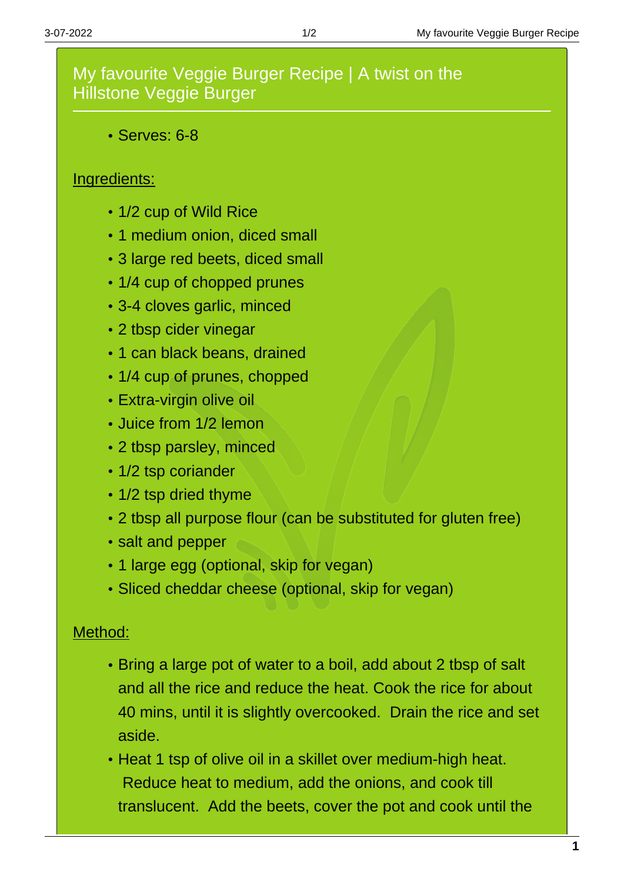# My favourite Veggie Burger Recipe | A twist on the Hillstone Veggie Burger

- Serves: 6-8

## Ingredients:

- 1/2 cup of Wild Rice
- 1 medium onion, diced small
- 3 large red beets, diced small
- 1/4 cup of chopped prunes
- 3-4 cloves garlic, minced
- 2 tbsp cider vinegar
- 1 can black beans, drained
- 1/4 cup of prunes, chopped
- Extra-virgin olive oil
- Juice from 1/2 lemon
- 2 tbsp parsley, minced
- 1/2 tsp coriander
- 1/2 tsp dried thyme
- 2 tbsp all purpose flour (can be substituted for gluten free)
- salt and pepper
- 1 large egg (optional, skip for vegan)
- Sliced cheddar cheese (optional, skip for vegan)

## Method:

- Bring a large pot of water to a boil, add about 2 tbsp of salt and all the rice and reduce the heat. Cook the rice for about 40 mins, until it is slightly overcooked. Drain the rice and set aside.
- Heat 1 tsp of olive oil in a skillet over medium-high heat. Reduce heat to medium, add the onions, and cook till translucent. Add the beets, cover the pot and cook until the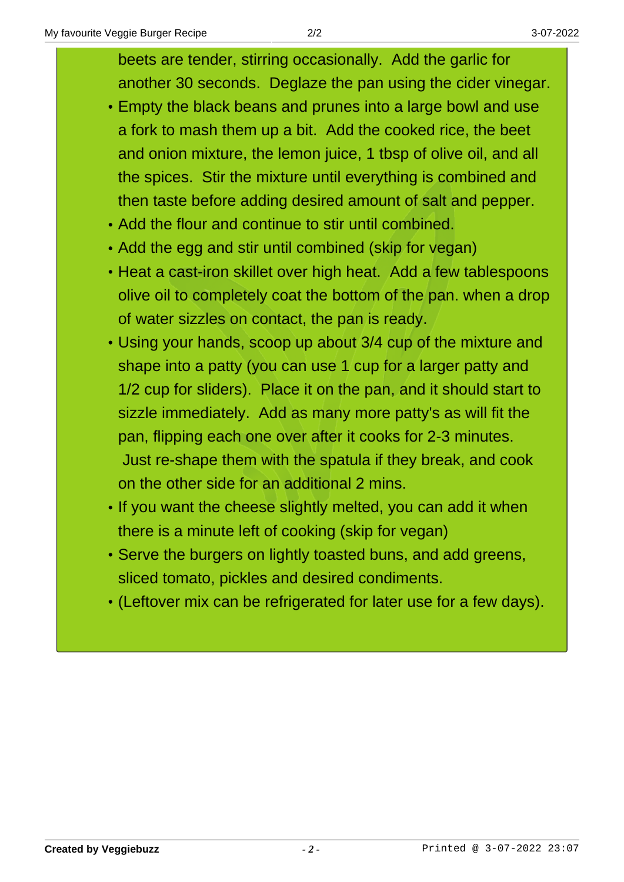beets are tender, stirring occasionally. Add the garlic for another 30 seconds. Deglaze the pan using the cider vinegar.

- Empty the black beans and prunes into a large bowl and use a fork to mash them up a bit. Add the cooked rice, the beet and onion mixture, the lemon juice, 1 tbsp of olive oil, and all the spices. Stir the mixture until everything is combined and then taste before adding desired amount of salt and pepper.
- Add the flour and continue to stir until combined.
- Add the egg and stir until combined (skip for vegan)
- Heat a cast-iron skillet over high heat. Add a few tablespoons olive oil to completely coat the bottom of the pan. when a drop of water sizzles on contact, the pan is ready.
- Using your hands, scoop up about 3/4 cup of the mixture and shape into a patty (you can use 1 cup for a larger patty and 1/2 cup for sliders). Place it on the pan, and it should start to sizzle immediately. Add as many more patty's as will fit the pan, flipping each one over after it cooks for 2-3 minutes. Just re-shape them with the spatula if they break, and cook on the other side for an additional 2 mins.
- If you want the cheese slightly melted, you can add it when there is a minute left of cooking (skip for vegan)
- Serve the burgers on lightly toasted buns, and add greens, sliced tomato, pickles and desired condiments.
- (Leftover mix can be refrigerated for later use for a few days).